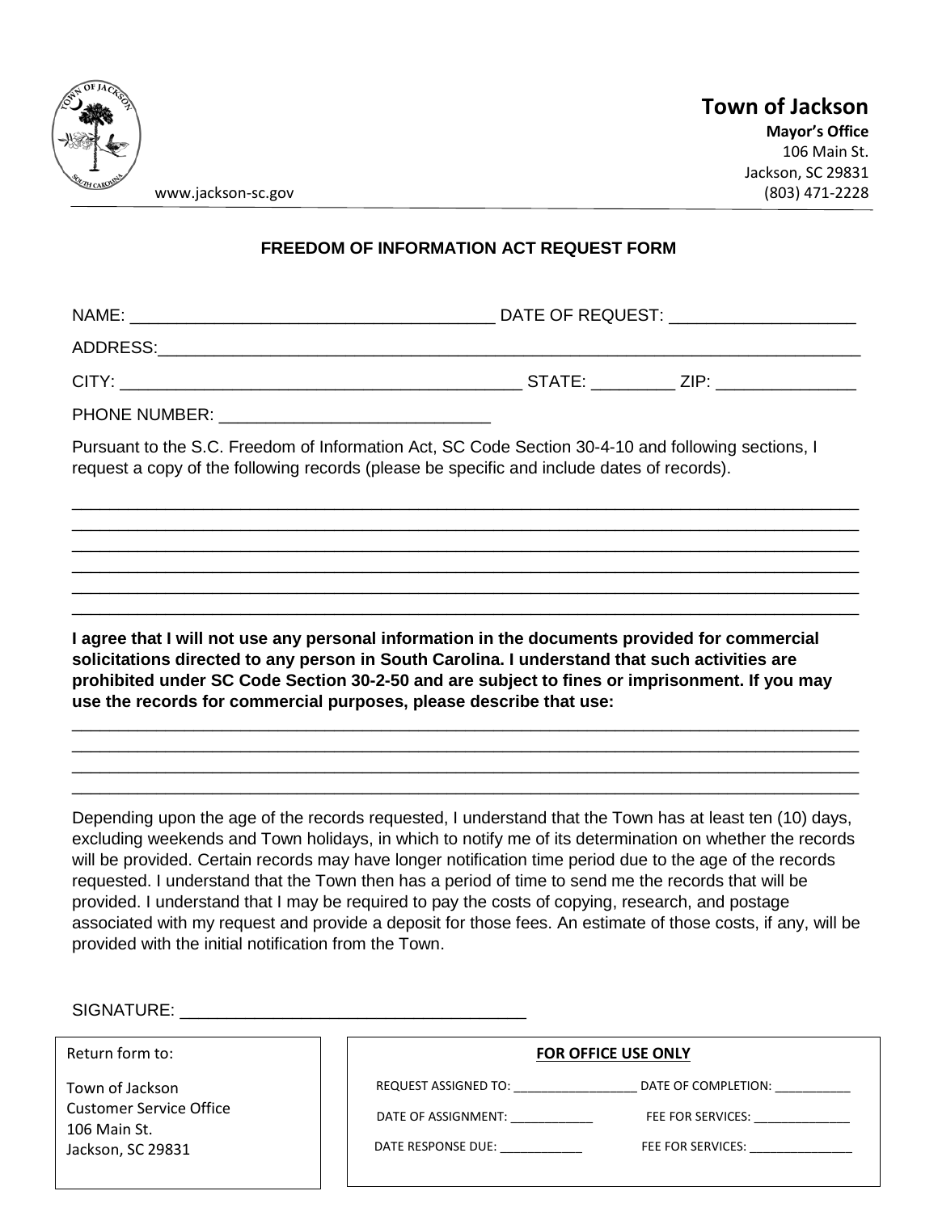**Town of Jackson**

**Mayor's Office**
106 Main St.
Jackson, SC 29831
(803) 471-2228

www.jackson-sc.gov

## FREEDOM OF INFORMATION ACT REQUEST FORM

NAME: ______________________________________ DATE OF REQUEST: ___________________

ADDRESS: ____________________________________________________________________

CITY: __________________________________________ STATE: _________ ZIP: _______________

PHONE NUMBER: ____________________________

Pursuant to the S.C. Freedom of Information Act, SC Code Section 30-4-10 and following sections, I request a copy of the following records (please be specific and include dates of records).

______________________________________________________________________________

______________________________________________________________________________

______________________________________________________________________________

______________________________________________________________________________

______________________________________________________________________________

______________________________________________________________________________

**I agree that I will not use any personal information in the documents provided for commercial solicitations directed to any person in South Carolina. I understand that such activities are prohibited under SC Code Section 30-2-50 and are subject to fines or imprisonment. If you may use the records for commercial purposes, please describe that use:**

______________________________________________________________________________

______________________________________________________________________________

______________________________________________________________________________

______________________________________________________________________________

Depending upon the age of the records requested, I understand that the Town has at least ten (10) days, excluding weekends and Town holidays, in which to notify me of its determination on whether the records will be provided. Certain records may have longer notification time period due to the age of the records requested. I understand that the Town then has a period of time to send me the records that will be provided. I understand that I may be required to pay the costs of copying, research, and postage associated with my request and provide a deposit for those fees. An estimate of those costs, if any, will be provided with the initial notification from the Town.

SIGNATURE: ____________________________________

Return form to:

Town of Jackson
Customer Service Office
106 Main St.
Jackson, SC 29831

**FOR OFFICE USE ONLY**

REQUEST ASSIGNED TO: _________________ DATE OF COMPLETION: __________

DATE OF ASSIGNMENT: ___________ FEE FOR SERVICES: _____________

DATE RESPONSE DUE: ___________ FEE FOR SERVICES: ______________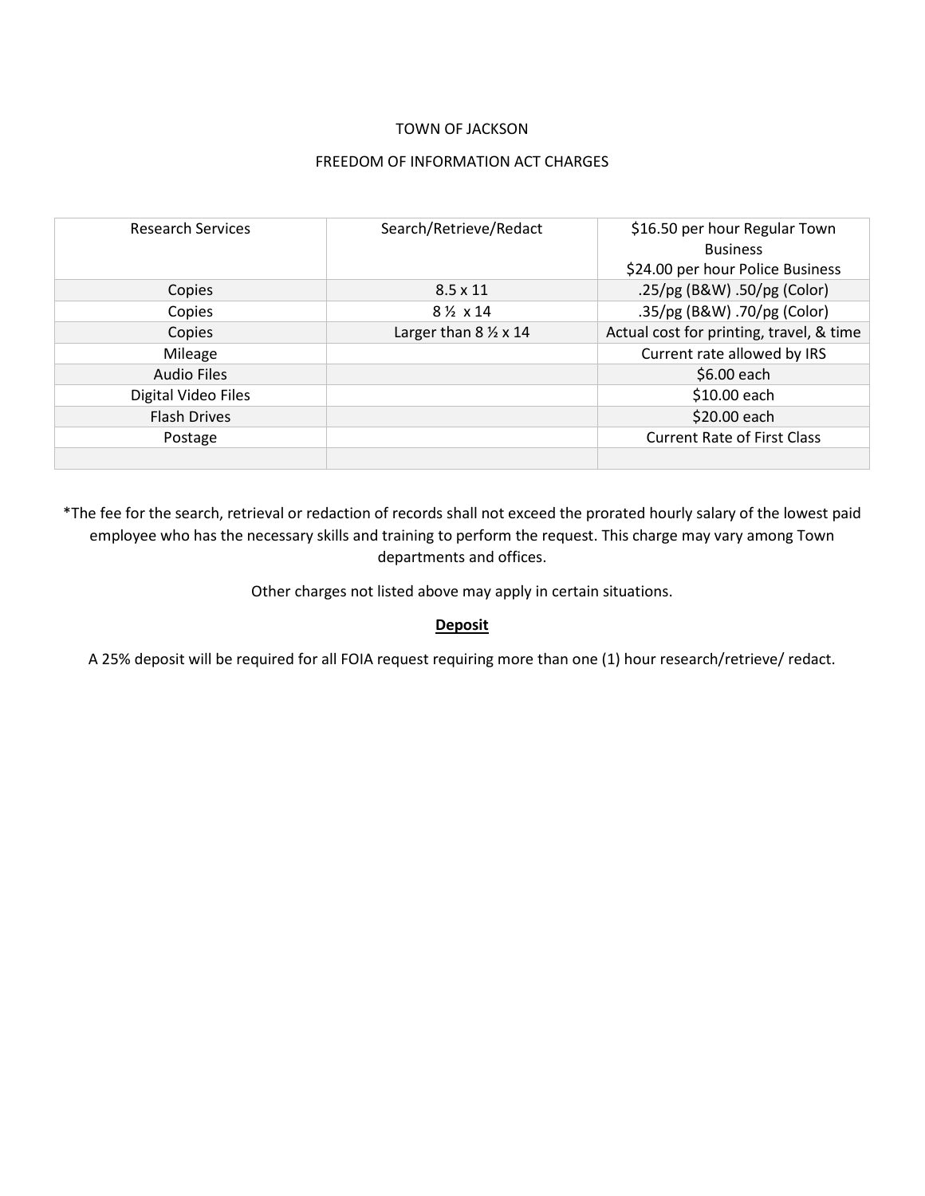TOWN OF JACKSON

FREEDOM OF INFORMATION ACT CHARGES

| | | |
|---|---|---|
| Research Services | Search/Retrieve/Redact | $16.50 per hour Regular Town Business<br>$24.00 per hour Police Business |
| Copies | 8.5 x 11 | .25/pg (B&W) .50/pg (Color) |
| Copies | 8 ½ x 14 | .35/pg (B&W) .70/pg (Color) |
| Copies | Larger than 8 ½ x 14 | Actual cost for printing, travel, & time |
| Mileage | | Current rate allowed by IRS |
| Audio Files | | $6.00 each |
| Digital Video Files | | $10.00 each |
| Flash Drives | | $20.00 each |
| Postage | | Current Rate of First Class |
| | | |

*The fee for the search, retrieval or redaction of records shall not exceed the prorated hourly salary of the lowest paid employee who has the necessary skills and training to perform the request. This charge may vary among Town departments and offices.

Other charges not listed above may apply in certain situations.

**Deposit**

A 25% deposit will be required for all FOIA request requiring more than one (1) hour research/retrieve/ redact.